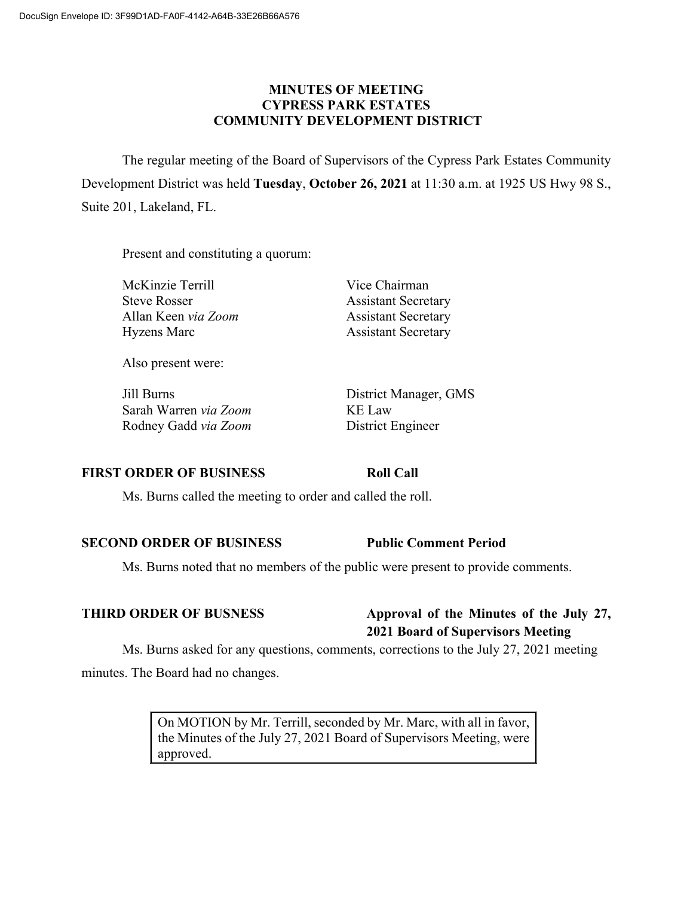DocuSign Envelope ID: 3F99D1AD-FA0F-4142-A64B-33E26B66A576

# MINUTES OF MEETING
# CYPRESS PARK ESTATES
# COMMUNITY DEVELOPMENT DISTRICT

The regular meeting of the Board of Supervisors of the Cypress Park Estates Community Development District was held **Tuesday**, **October 26, 2021** at 11:30 a.m. at 1925 US Hwy 98 S., Suite 201, Lakeland, FL.

Present and constituting a quorum:

| | |
|---|---|
| McKinzie Terrill | Vice Chairman |
| Steve Rosser | Assistant Secretary |
| Allan Keen *via Zoom* | Assistant Secretary |
| Hyzens Marc | Assistant Secretary |

Also present were:

| | |
|---|---|
| Jill Burns | District Manager, GMS |
| Sarah Warren *via Zoom* | KE Law |
| Rodney Gadd *via Zoom* | District Engineer |

**FIRST ORDER OF BUSINESS** **Roll Call**

Ms. Burns called the meeting to order and called the roll.

**SECOND ORDER OF BUSINESS** **Public Comment Period**

Ms. Burns noted that no members of the public were present to provide comments.

**THIRD ORDER OF BUSNESS** **Approval of the Minutes of the July 27, 2021 Board of Supervisors Meeting**

Ms. Burns asked for any questions, comments, corrections to the July 27, 2021 meeting minutes. The Board had no changes.

> On MOTION by Mr. Terrill, seconded by Mr. Marc, with all in favor, the Minutes of the July 27, 2021 Board of Supervisors Meeting, were approved.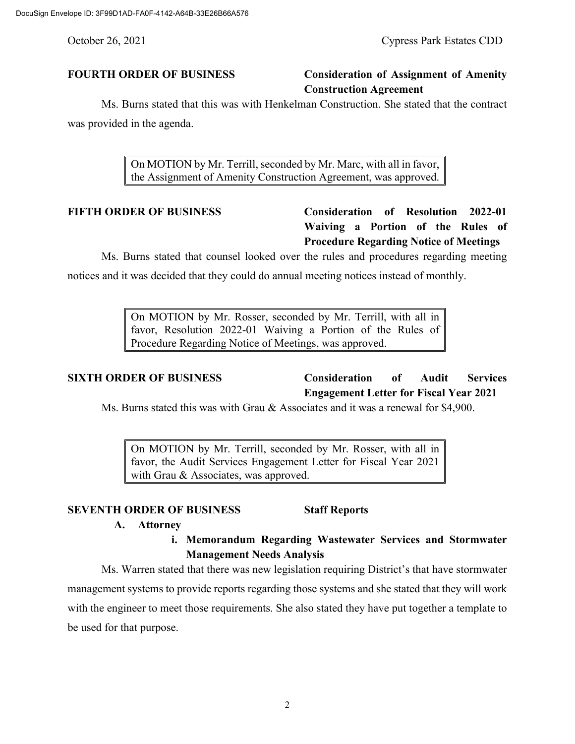**FOURTH ORDER OF BUSINESS** **Consideration of Assignment of Amenity Construction Agreement**

Ms. Burns stated that this was with Henkelman Construction. She stated that the contract was provided in the agenda.

> On MOTION by Mr. Terrill, seconded by Mr. Marc, with all in favor, the Assignment of Amenity Construction Agreement, was approved.

**FIFTH ORDER OF BUSINESS** **Consideration of Resolution 2022-01 Waiving a Portion of the Rules of Procedure Regarding Notice of Meetings**

Ms. Burns stated that counsel looked over the rules and procedures regarding meeting notices and it was decided that they could do annual meeting notices instead of monthly.

> On MOTION by Mr. Rosser, seconded by Mr. Terrill, with all in favor, Resolution 2022-01 Waiving a Portion of the Rules of Procedure Regarding Notice of Meetings, was approved.

**SIXTH ORDER OF BUSINESS** **Consideration of Audit Services Engagement Letter for Fiscal Year 2021**

Ms. Burns stated this was with Grau & Associates and it was a renewal for $4,900.

> On MOTION by Mr. Terrill, seconded by Mr. Rosser, with all in favor, the Audit Services Engagement Letter for Fiscal Year 2021 with Grau & Associates, was approved.

**SEVENTH ORDER OF BUSINESS** **Staff Reports**

**A. Attorney**

**i. Memorandum Regarding Wastewater Services and Stormwater Management Needs Analysis**

Ms. Warren stated that there was new legislation requiring District's that have stormwater management systems to provide reports regarding those systems and she stated that they will work with the engineer to meet those requirements. She also stated they have put together a template to be used for that purpose.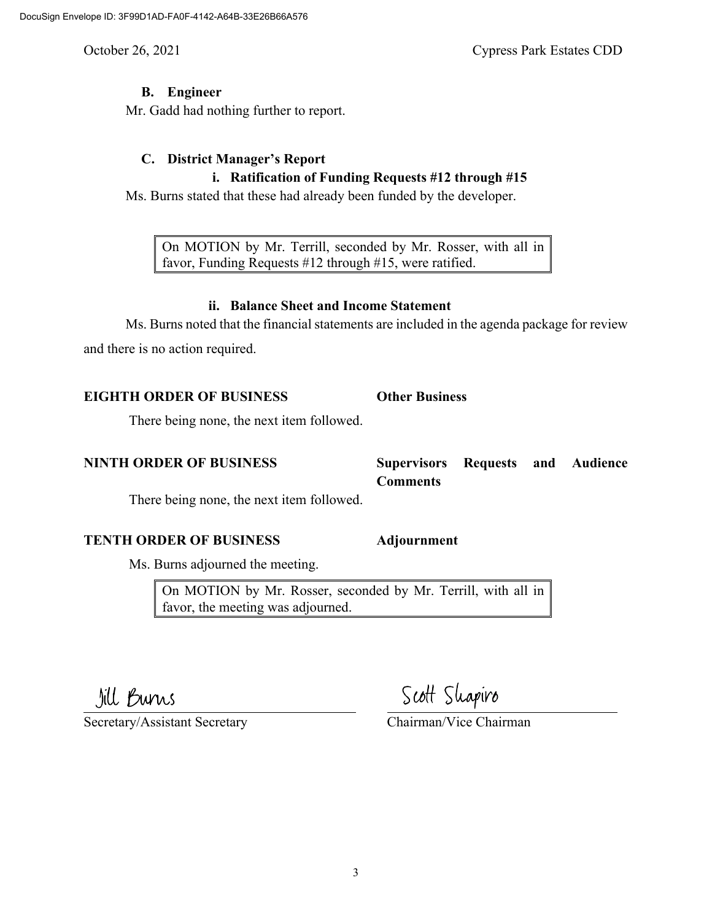### B. Engineer

Mr. Gadd had nothing further to report.

### C. District Manager's Report

#### i. Ratification of Funding Requests #12 through #15

Ms. Burns stated that these had already been funded by the developer.

> On MOTION by Mr. Terrill, seconded by Mr. Rosser, with all in favor, Funding Requests #12 through #15, were ratified.

#### ii. Balance Sheet and Income Statement

Ms. Burns noted that the financial statements are included in the agenda package for review and there is no action required.

**EIGHTH ORDER OF BUSINESS** **Other Business**

There being none, the next item followed.

**NINTH ORDER OF BUSINESS** **Supervisors Requests and Audience Comments**

There being none, the next item followed.

**TENTH ORDER OF BUSINESS** **Adjournment**

Ms. Burns adjourned the meeting.

> On MOTION by Mr. Rosser, seconded by Mr. Terrill, with all in favor, the meeting was adjourned.

Jill Burns
Secretary/Assistant Secretary

Scott Shapiro
Chairman/Vice Chairman